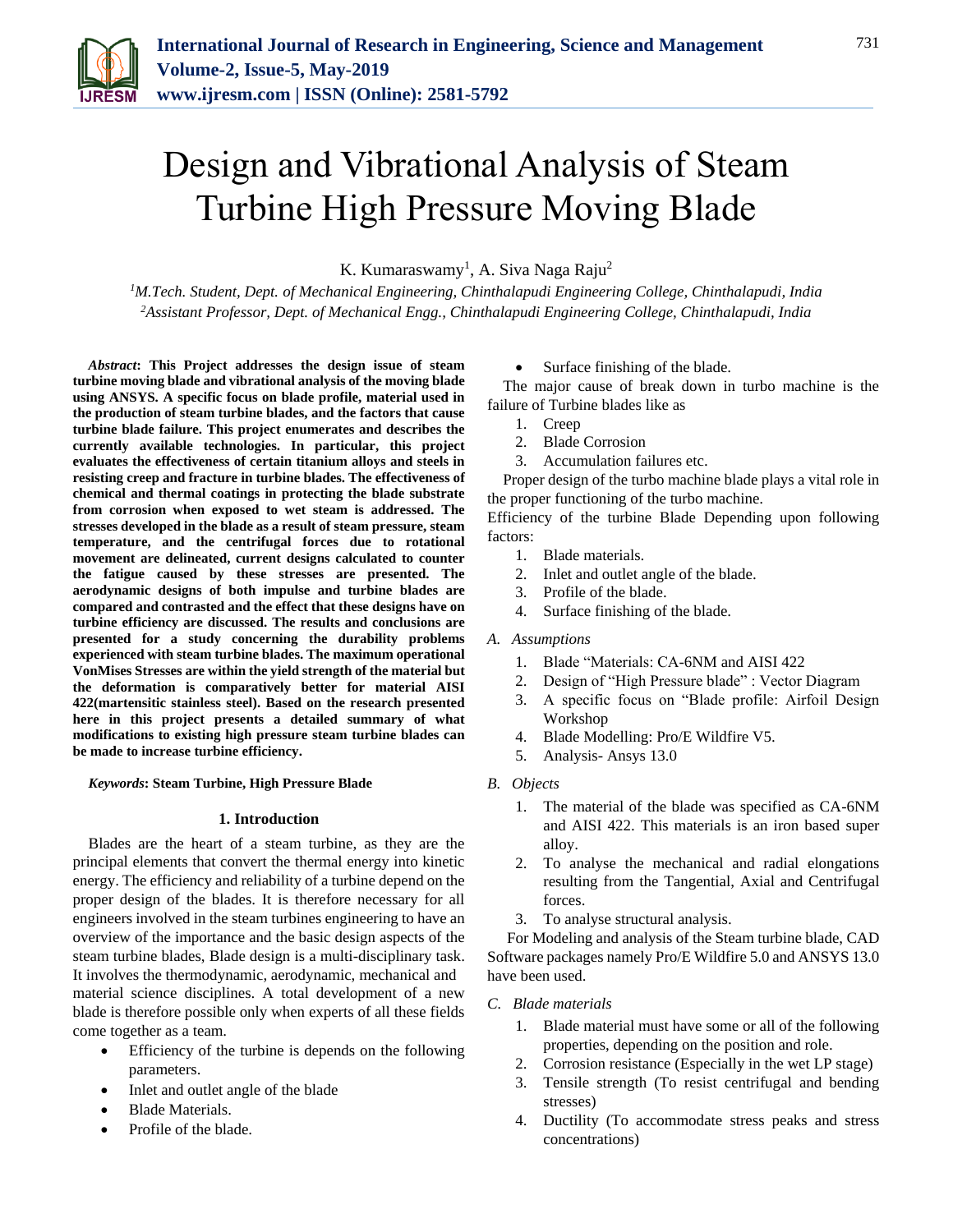# Design and Vibrational Analysis of Steam Turbine High Pressure Moving Blade

K. Kumaraswamy[1], A. Siva Naga Raju[2]

[1]*M.Tech. Student, Dept. of Mechanical Engineering, Chinthalapudi Engineering College, Chinthalapudi, India*
[2]*Assistant Professor, Dept. of Mechanical Engg., Chinthalapudi Engineering College, Chinthalapudi, India*

***Abstract*: This Project addresses the design issue of steam turbine moving blade and vibrational analysis of the moving blade using ANSYS. A specific focus on blade profile, material used in the production of steam turbine blades, and the factors that cause turbine blade failure. This project enumerates and describes the currently available technologies. In particular, this project evaluates the effectiveness of certain titanium alloys and steels in resisting creep and fracture in turbine blades. The effectiveness of chemical and thermal coatings in protecting the blade substrate from corrosion when exposed to wet steam is addressed. The stresses developed in the blade as a result of steam pressure, steam temperature, and the centrifugal forces due to rotational movement are delineated, current designs calculated to counter the fatigue caused by these stresses are presented. The aerodynamic designs of both impulse and turbine blades are compared and contrasted and the effect that these designs have on turbine efficiency are discussed. The results and conclusions are presented for a study concerning the durability problems experienced with steam turbine blades. The maximum operational VonMises Stresses are within the yield strength of the material but the deformation is comparatively better for material AISI 422(martensitic stainless steel). Based on the research presented here in this project presents a detailed summary of what modifications to existing high pressure steam turbine blades can be made to increase turbine efficiency.**

***Keywords*: Steam Turbine, High Pressure Blade**

## 1. Introduction

Blades are the heart of a steam turbine, as they are the principal elements that convert the thermal energy into kinetic energy. The efficiency and reliability of a turbine depend on the proper design of the blades. It is therefore necessary for all engineers involved in the steam turbines engineering to have an overview of the importance and the basic design aspects of the steam turbine blades, Blade design is a multi-disciplinary task. It involves the thermodynamic, aerodynamic, mechanical and material science disciplines. A total development of a new blade is therefore possible only when experts of all these fields come together as a team.

- Efficiency of the turbine is depends on the following parameters.
- Inlet and outlet angle of the blade
- Blade Materials.
- Profile of the blade.
- Surface finishing of the blade.

The major cause of break down in turbo machine is the failure of Turbine blades like as

1. Creep
2. Blade Corrosion
3. Accumulation failures etc.

Proper design of the turbo machine blade plays a vital role in the proper functioning of the turbo machine.

Efficiency of the turbine Blade Depending upon following factors:

1. Blade materials.
2. Inlet and outlet angle of the blade.
3. Profile of the blade.
4. Surface finishing of the blade.

### *A. Assumptions*

1. Blade "Materials: CA-6NM and AISI 422
2. Design of "High Pressure blade" : Vector Diagram
3. A specific focus on "Blade profile: Airfoil Design Workshop
4. Blade Modelling: Pro/E Wildfire V5.
5. Analysis- Ansys 13.0

### *B. Objects*

1. The material of the blade was specified as CA-6NM and AISI 422. This materials is an iron based super alloy.
2. To analyse the mechanical and radial elongations resulting from the Tangential, Axial and Centrifugal forces.
3. To analyse structural analysis.

For Modeling and analysis of the Steam turbine blade, CAD Software packages namely Pro/E Wildfire 5.0 and ANSYS 13.0 have been used.

### *C. Blade materials*

1. Blade material must have some or all of the following properties, depending on the position and role.
2. Corrosion resistance (Especially in the wet LP stage)
3. Tensile strength (To resist centrifugal and bending stresses)
4. Ductility (To accommodate stress peaks and stress concentrations)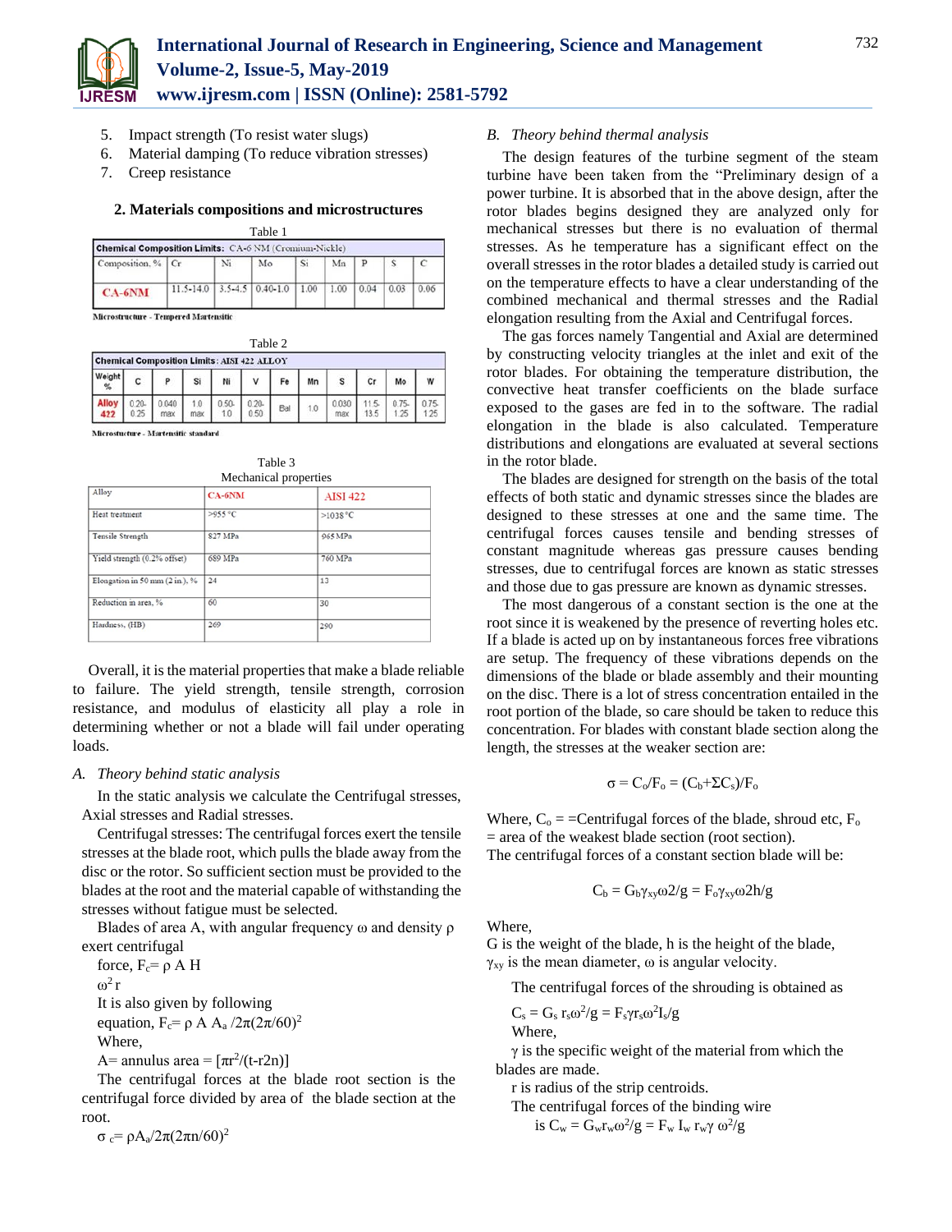5. Impact strength (To resist water slugs)
6. Material damping (To reduce vibration stresses)
7. Creep resistance

### 2. Materials compositions and microstructures

Table 1

| Chemical Composition Limits: CA-6 NM (Cromium-Nickle) | | | | | | | | |
|---|---|---|---|---|---|---|---|---|
| Composition, % | Cr | Ni | Mo | Si | Mn | P | S | C |
| CA-6NM | 11.5-14.0 | 3.5-4.5 | 0.40-1.0 | 1.00 | 1.00 | 0.04 | 0.03 | 0.06 |

Microstructure - Tempered Martensitic

Table 2

| Chemical Composition Limits: AISI 422 ALLOY | | | | | | | | | | | |
|---|---|---|---|---|---|---|---|---|---|---|---|
| Weight % | C | P | Si | Ni | V | Fe | Mn | S | Cr | Mo | W |
| Alloy 422 | 0.20-0.25 | 0.040 max | 1.0 max | 0.50-1.0 | 0.20-0.50 | Bal | 1.0 | 0.030 max | 11.5-13.5 | 0.75-1.25 | 0.75-1.25 |

Microstucture - Martensitic standard

Table 3
Mechanical properties

| Alloy | CA-6NM | AISI 422 |
|---|---|---|
| Heat treatment | >955 °C | >1038 °C |
| Tensile Strength | 827 MPa | 965 MPa |
| Yield strength (0.2% offset) | 689 MPa | 760 MPa |
| Elongation in 50 mm (2 in.), % | 24 | 13 |
| Reduction in area, % | 60 | 30 |
| Hardness, (HB) | 269 | 290 |

Overall, it is the material properties that make a blade reliable to failure. The yield strength, tensile strength, corrosion resistance, and modulus of elasticity all play a role in determining whether or not a blade will fail under operating loads.

#### *A. Theory behind static analysis*

In the static analysis we calculate the Centrifugal stresses, Axial stresses and Radial stresses.

Centrifugal stresses: The centrifugal forces exert the tensile stresses at the blade root, which pulls the blade away from the disc or the rotor. So sufficient section must be provided to the blades at the root and the material capable of withstanding the stresses without fatigue must be selected.

Blades of area A, with angular frequency ω and density ρ exert centrifugal

force, $F_c = \rho A H$

$\omega^2 r$

It is also given by following

equation, $F_c = \rho A A_a / 2\pi(2\pi/60)^2$

Where,

A= annulus area = $[\pi r^2/(t\text{-}r2n)]$

The centrifugal forces at the blade root section is the centrifugal force divided by area of the blade section at the root.

$\sigma_c = \rho A_a / 2\pi(2\pi n/60)^2$

#### *B. Theory behind thermal analysis*

The design features of the turbine segment of the steam turbine have been taken from the "Preliminary design of a power turbine. It is absorbed that in the above design, after the rotor blades begins designed they are analyzed only for mechanical stresses but there is no evaluation of thermal stresses. As he temperature has a significant effect on the overall stresses in the rotor blades a detailed study is carried out on the temperature effects to have a clear understanding of the combined mechanical and thermal stresses and the Radial elongation resulting from the Axial and Centrifugal forces.

The gas forces namely Tangential and Axial are determined by constructing velocity triangles at the inlet and exit of the rotor blades. For obtaining the temperature distribution, the convective heat transfer coefficients on the blade surface exposed to the gases are fed in to the software. The radial elongation in the blade is also calculated. Temperature distributions and elongations are evaluated at several sections in the rotor blade.

The blades are designed for strength on the basis of the total effects of both static and dynamic stresses since the blades are designed to these stresses at one and the same time. The centrifugal forces causes tensile and bending stresses of constant magnitude whereas gas pressure causes bending stresses, due to centrifugal forces are known as static stresses and those due to gas pressure are known as dynamic stresses.

The most dangerous of a constant section is the one at the root since it is weakened by the presence of reverting holes etc. If a blade is acted up on by instantaneous forces free vibrations are setup. The frequency of these vibrations depends on the dimensions of the blade or blade assembly and their mounting on the disc. There is a lot of stress concentration entailed in the root portion of the blade, so care should be taken to reduce this concentration. For blades with constant blade section along the length, the stresses at the weaker section are:

$$\sigma = C_o/F_o = (C_b + \Sigma C_s)/F_o$$

Where, $C_o$ = =Centrifugal forces of the blade, shroud etc, $F_o$ = area of the weakest blade section (root section).
The centrifugal forces of a constant section blade will be:

$$C_b = G_b \gamma_{xy} \omega 2/g = F_o \gamma_{xy} \omega 2h/g$$

Where,
G is the weight of the blade, h is the height of the blade, $\gamma_{xy}$ is the mean diameter, ω is angular velocity.

The centrifugal forces of the shrouding is obtained as

$C_s = G_s\, r_s \omega^2/g = F_s \gamma r_s \omega^2 I_s/g$

Where,

γ is the specific weight of the material from which the blades are made.

r is radius of the strip centroids.

The centrifugal forces of the binding wire

is $C_w = G_w r_w \omega^2/g = F_w\, I_w\, r_w \gamma\, \omega^2/g$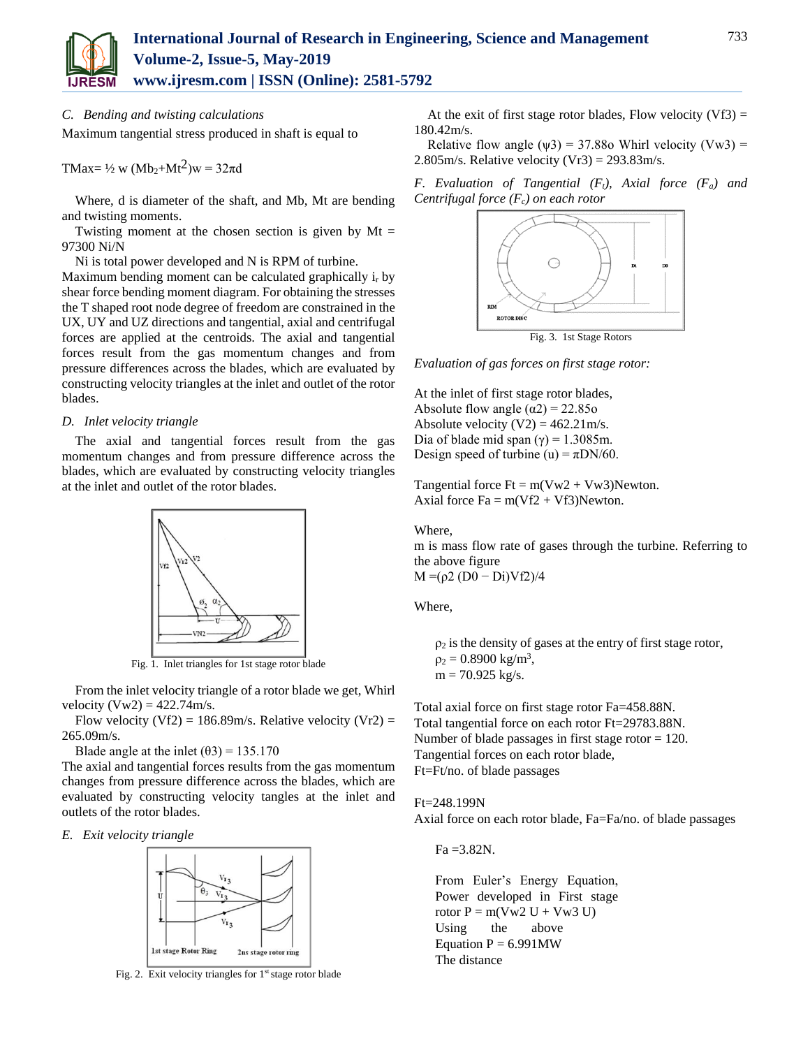### C. *Bending and twisting calculations*

Maximum tangential stress produced in shaft is equal to

$$T_{Max} = \frac{1}{2} w (M_b{}^2 + M_t{}^2) w = 32\pi d$$

Where, d is diameter of the shaft, and Mb, Mt are bending and twisting moments.

Twisting moment at the chosen section is given by Mt = 97300 Ni/N

Ni is total power developed and N is RPM of turbine.

Maximum bending moment can be calculated graphically $i_r$ by shear force bending moment diagram. For obtaining the stresses the T shaped root node degree of freedom are constrained in the UX, UY and UZ directions and tangential, axial and centrifugal forces are applied at the centroids. The axial and tangential forces result from the gas momentum changes and from pressure differences across the blades, which are evaluated by constructing velocity triangles at the inlet and outlet of the rotor blades.

### D. *Inlet velocity triangle*

The axial and tangential forces result from the gas momentum changes and from pressure difference across the blades, which are evaluated by constructing velocity triangles at the inlet and outlet of the rotor blades.

Fig. 1. Inlet triangles for 1st stage rotor blade

From the inlet velocity triangle of a rotor blade we get, Whirl velocity (Vw2) = 422.74m/s.

Flow velocity (Vf2) = 186.89m/s. Relative velocity (Vr2) = 265.09m/s.

Blade angle at the inlet (θ3) = 135.170

The axial and tangential forces results from the gas momentum changes from pressure difference across the blades, which are evaluated by constructing velocity tangles at the inlet and outlets of the rotor blades.

### E. *Exit velocity triangle*

Fig. 2. Exit velocity triangles for 1st stage rotor blade

At the exit of first stage rotor blades, Flow velocity (Vf3) = 180.42m/s.

Relative flow angle (ψ3) = 37.88o Whirl velocity (Vw3) = 2.805m/s. Relative velocity (Vr3) = 293.83m/s.

### F. *Evaluation of Tangential ($F_t$), Axial force ($F_a$) and Centrifugal force ($F_c$) on each rotor*

Fig. 3. 1st Stage Rotors

*Evaluation of gas forces on first stage rotor:*

At the inlet of first stage rotor blades,
Absolute flow angle (α2) = 22.85o
Absolute velocity (V2) = 462.21m/s.
Dia of blade mid span (γ) = 1.3085m.
Design speed of turbine (u) = πDN/60.

Tangential force Ft = m(Vw2 + Vw3)Newton.
Axial force Fa = m(Vf2 + Vf3)Newton.

Where,
m is mass flow rate of gases through the turbine. Referring to the above figure
M =(ρ2 (D0 − Di)Vf2)/4

Where,

$\rho_2$ is the density of gases at the entry of first stage rotor,
$\rho_2 = 0.8900\ kg/m^3$,
m = 70.925 kg/s.

Total axial force on first stage rotor Fa=458.88N.
Total tangential force on each rotor Ft=29783.88N.
Number of blade passages in first stage rotor = 120.
Tangential forces on each rotor blade,
Ft=Ft/no. of blade passages

Ft=248.199N
Axial force on each rotor blade, Fa=Fa/no. of blade passages

Fa =3.82N.

From Euler's Energy Equation, Power developed in First stage rotor P = m(Vw2 U + Vw3 U)
Using the above Equation P = 6.991MW
The distance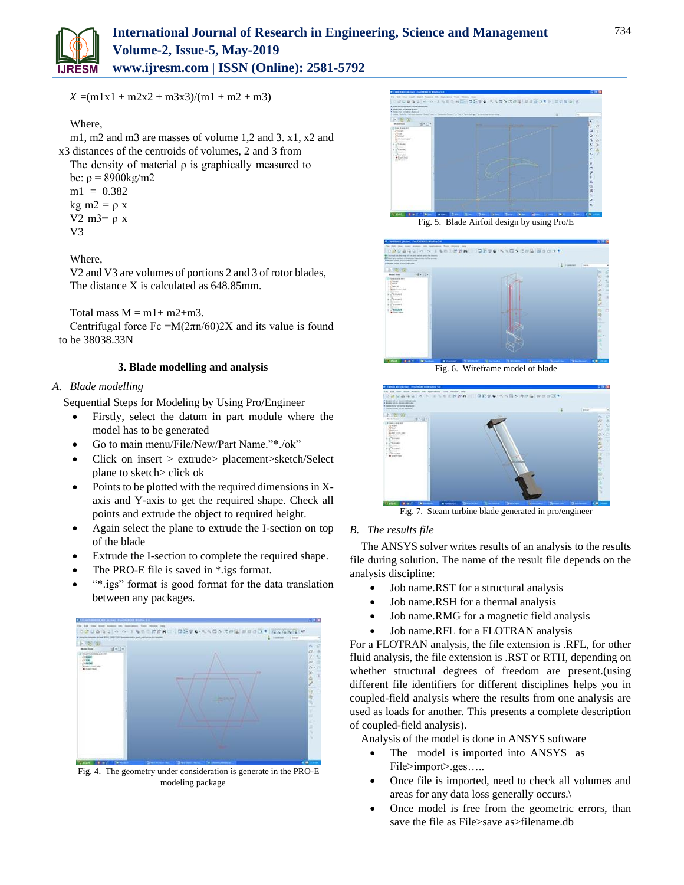$X = (m1x1 + m2x2 + m3x3)/(m1 + m2 + m3)$

Where,
m1, m2 and m3 are masses of volume 1,2 and 3. x1, x2 and x3 distances of the centroids of volumes, 2 and 3 from
The density of material ρ is graphically measured to be: ρ = 8900kg/m2
m1 = 0.382
kg m2 = ρ x
V2 m3= ρ x
V3

Where,
V2 and V3 are volumes of portions 2 and 3 of rotor blades,
The distance X is calculated as 648.85mm.

Total mass M = m1+ m2+m3.
Centrifugal force Fc =M(2πn/60)2X and its value is found to be 38038.33N

## 3. Blade modelling and analysis

### *A. Blade modelling*

Sequential Steps for Modeling by Using Pro/Engineer

- Firstly, select the datum in part module where the model has to be generated
- Go to main menu/File/New/Part Name."*./ok"
- Click on insert > extrude> placement>sketch/Select plane to sketch> click ok
- Points to be plotted with the required dimensions in X-axis and Y-axis to get the required shape. Check all points and extrude the object to required height.
- Again select the plane to extrude the I-section on top of the blade
- Extrude the I-section to complete the required shape.
- The PRO-E file is saved in *.igs format.
- "*.igs" format is good format for the data translation between any packages.

Fig. 4. The geometry under consideration is generate in the PRO-E modeling package

Fig. 5. Blade Airfoil design by using Pro/E

Fig. 6. Wireframe model of blade

Fig. 7. Steam turbine blade generated in pro/engineer

### *B. The results file*

The ANSYS solver writes results of an analysis to the results file during solution. The name of the result file depends on the analysis discipline:

- Job name.RST for a structural analysis
- Job name.RSH for a thermal analysis
- Job name.RMG for a magnetic field analysis
- Job name.RFL for a FLOTRAN analysis

For a FLOTRAN analysis, the file extension is .RFL, for other fluid analysis, the file extension is .RST or RTH, depending on whether structural degrees of freedom are present.(using different file identifiers for different disciplines helps you in coupled-field analysis where the results from one analysis are used as loads for another. This presents a complete description of coupled-field analysis).

Analysis of the model is done in ANSYS software

- The model is imported into ANSYS as File>import>.ges…..
- Once file is imported, need to check all volumes and areas for any data loss generally occurs.\
- Once model is free from the geometric errors, than save the file as File>save as>filename.db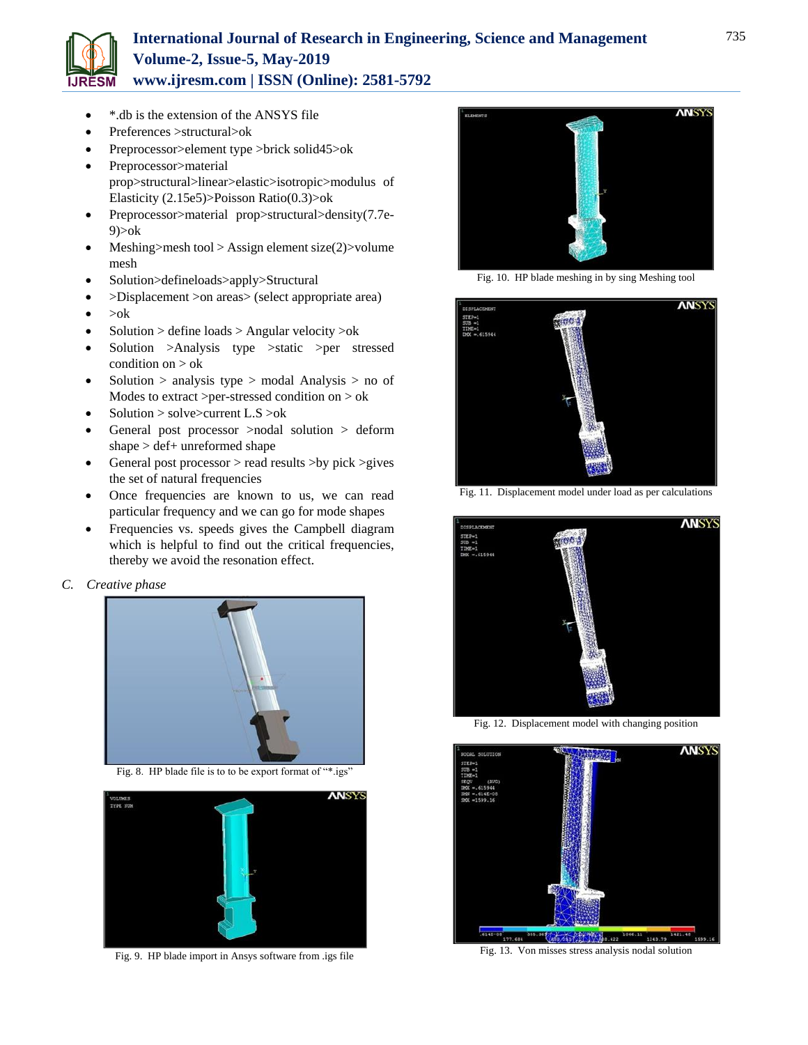- *.db is the extension of the ANSYS file
- Preferences >structural>ok
- Preprocessor>element type >brick solid45>ok
- Preprocessor>material prop>structural>linear>elastic>isotropic>modulus of Elasticity (2.15e5)>Poisson Ratio(0.3)>ok
- Preprocessor>material prop>structural>density(7.7e-9)>ok
- Meshing>mesh tool > Assign element size(2)>volume mesh
- Solution>defineloads>apply>Structural
- >Displacement >on areas> (select appropriate area)
- >ok
- Solution > define loads > Angular velocity >ok
- Solution >Analysis type >static >per stressed condition on > ok
- Solution > analysis type > modal Analysis > no of Modes to extract >per-stressed condition on > ok
- Solution > solve>current L.S >ok
- General post processor >nodal solution > deform shape > def+ unreformed shape
- General post processor > read results >by pick >gives the set of natural frequencies
- Once frequencies are known to us, we can read particular frequency and we can go for mode shapes
- Frequencies vs. speeds gives the Campbell diagram which is helpful to find out the critical frequencies, thereby we avoid the resonation effect.

### C. *Creative phase*

Fig. 8. HP blade file is to to be export format of "*.igs"

Fig. 9. HP blade import in Ansys software from .igs file

Fig. 10. HP blade meshing in by sing Meshing tool

Fig. 11. Displacement model under load as per calculations

Fig. 12. Displacement model with changing position

Fig. 13. Von misses stress analysis nodal solution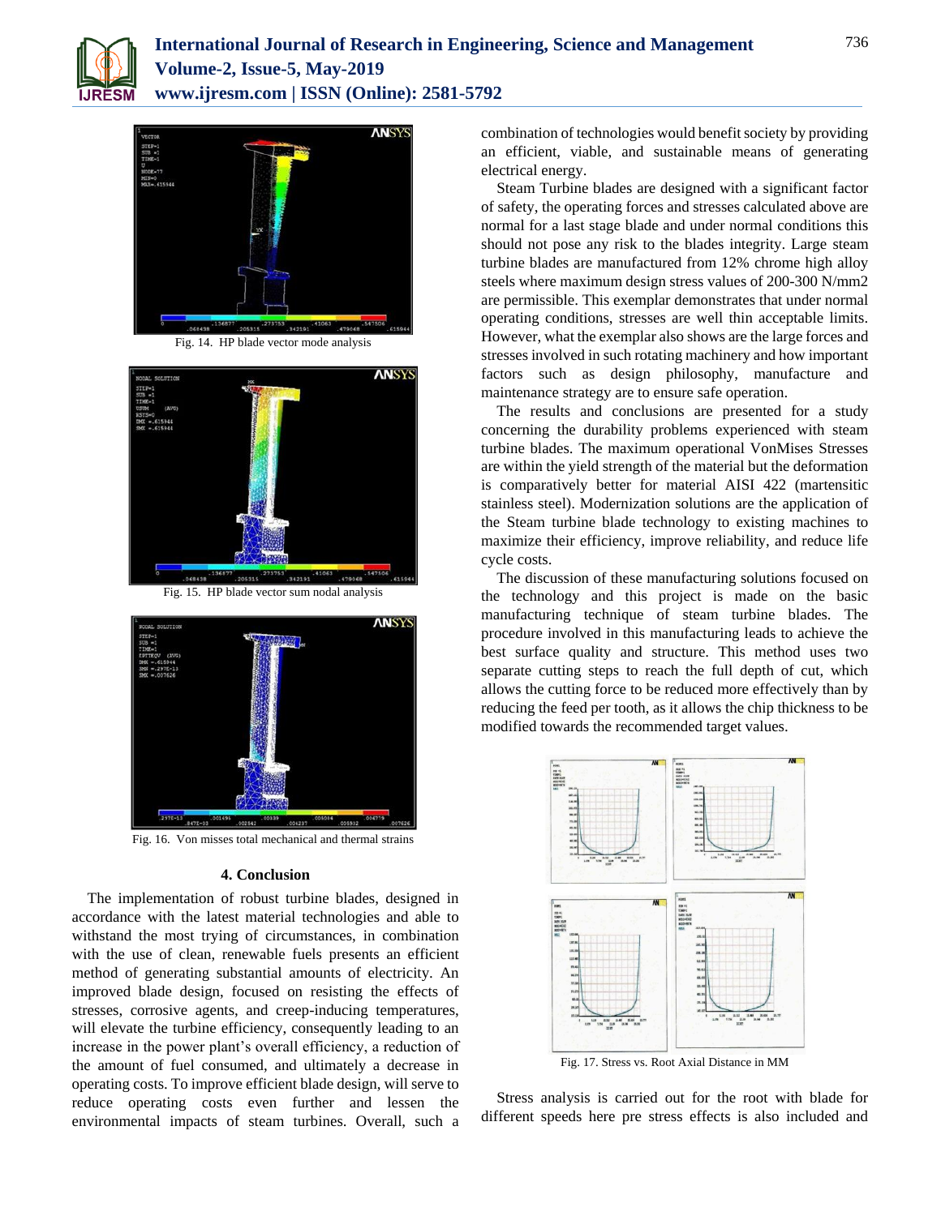Fig. 14. HP blade vector mode analysis

Fig. 15. HP blade vector sum nodal analysis

Fig. 16. Von misses total mechanical and thermal strains

### 4. Conclusion

The implementation of robust turbine blades, designed in accordance with the latest material technologies and able to withstand the most trying of circumstances, in combination with the use of clean, renewable fuels presents an efficient method of generating substantial amounts of electricity. An improved blade design, focused on resisting the effects of stresses, corrosive agents, and creep-inducing temperatures, will elevate the turbine efficiency, consequently leading to an increase in the power plant's overall efficiency, a reduction of the amount of fuel consumed, and ultimately a decrease in operating costs. To improve efficient blade design, will serve to reduce operating costs even further and lessen the environmental impacts of steam turbines. Overall, such a combination of technologies would benefit society by providing an efficient, viable, and sustainable means of generating electrical energy.

Steam Turbine blades are designed with a significant factor of safety, the operating forces and stresses calculated above are normal for a last stage blade and under normal conditions this should not pose any risk to the blades integrity. Large steam turbine blades are manufactured from 12% chrome high alloy steels where maximum design stress values of 200-300 N/mm2 are permissible. This exemplar demonstrates that under normal operating conditions, stresses are well thin acceptable limits. However, what the exemplar also shows are the large forces and stresses involved in such rotating machinery and how important factors such as design philosophy, manufacture and maintenance strategy are to ensure safe operation.

The results and conclusions are presented for a study concerning the durability problems experienced with steam turbine blades. The maximum operational VonMises Stresses are within the yield strength of the material but the deformation is comparatively better for material AISI 422 (martensitic stainless steel). Modernization solutions are the application of the Steam turbine blade technology to existing machines to maximize their efficiency, improve reliability, and reduce life cycle costs.

The discussion of these manufacturing solutions focused on the technology and this project is made on the basic manufacturing technique of steam turbine blades. The procedure involved in this manufacturing leads to achieve the best surface quality and structure. This method uses two separate cutting steps to reach the full depth of cut, which allows the cutting force to be reduced more effectively than by reducing the feed per tooth, as it allows the chip thickness to be modified towards the recommended target values.

Fig. 17. Stress vs. Root Axial Distance in MM

Stress analysis is carried out for the root with blade for different speeds here pre stress effects is also included and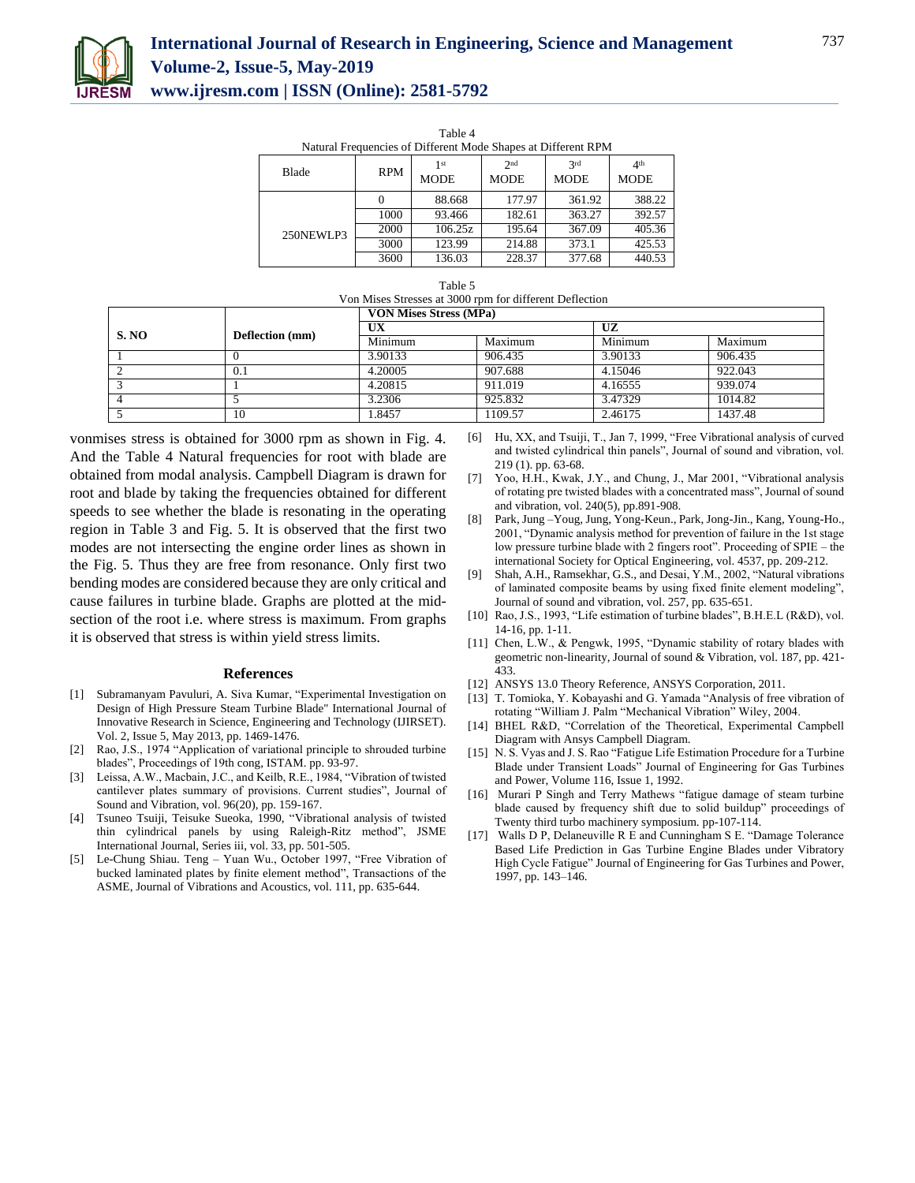Table 4
Natural Frequencies of Different Mode Shapes at Different RPM

| Blade | RPM | 1st MODE | 2nd MODE | 3rd MODE | 4th MODE |
|---|---|---|---|---|---|
| 250NEWLP3 | 0 | 88.668 | 177.97 | 361.92 | 388.22 |
| | 1000 | 93.466 | 182.61 | 363.27 | 392.57 |
| | 2000 | 106.25z | 195.64 | 367.09 | 405.36 |
| | 3000 | 123.99 | 214.88 | 373.1 | 425.53 |
| | 3600 | 136.03 | 228.37 | 377.68 | 440.53 |

Table 5
Von Mises Stresses at 3000 rpm for different Deflection

| S. NO | Deflection (mm) | VON Mises Stress (MPa) | | | |
|---|---|---|---|---|---|
| | | UX | | UZ | |
| | | Minimum | Maximum | Minimum | Maximum |
| 1 | 0 | 3.90133 | 906.435 | 3.90133 | 906.435 |
| 2 | 0.1 | 4.20005 | 907.688 | 4.15046 | 922.043 |
| 3 | 1 | 4.20815 | 911.019 | 4.16555 | 939.074 |
| 4 | 5 | 3.2306 | 925.832 | 3.47329 | 1014.82 |
| 5 | 10 | 1.8457 | 1109.57 | 2.46175 | 1437.48 |

vonmises stress is obtained for 3000 rpm as shown in Fig. 4. And the Table 4 Natural frequencies for root with blade are obtained from modal analysis. Campbell Diagram is drawn for root and blade by taking the frequencies obtained for different speeds to see whether the blade is resonating in the operating region in Table 3 and Fig. 5. It is observed that the first two modes are not intersecting the engine order lines as shown in the Fig. 5. Thus they are free from resonance. Only first two bending modes are considered because they are only critical and cause failures in turbine blade. Graphs are plotted at the mid-section of the root i.e. where stress is maximum. From graphs it is observed that stress is within yield stress limits.

## References

[1] Subramanyam Pavuluri, A. Siva Kumar, "Experimental Investigation on Design of High Pressure Steam Turbine Blade" International Journal of Innovative Research in Science, Engineering and Technology (IJIRSET). Vol. 2, Issue 5, May 2013, pp. 1469-1476.

[2] Rao, J.S., 1974 "Application of variational principle to shrouded turbine blades", Proceedings of 19th cong, ISTAM. pp. 93-97.

[3] Leissa, A.W., Macbain, J.C., and Keilb, R.E., 1984, "Vibration of twisted cantilever plates summary of provisions. Current studies", Journal of Sound and Vibration, vol. 96(20), pp. 159-167.

[4] Tsuneo Tsuiji, Teisuke Sueoka, 1990, "Vibrational analysis of twisted thin cylindrical panels by using Raleigh-Ritz method", JSME International Journal, Series iii, vol. 33, pp. 501-505.

[5] Le-Chung Shiau. Teng – Yuan Wu., October 1997, "Free Vibration of bucked laminated plates by finite element method", Transactions of the ASME, Journal of Vibrations and Acoustics, vol. 111, pp. 635-644.

[6] Hu, XX, and Tsuiji, T., Jan 7, 1999, "Free Vibrational analysis of curved and twisted cylindrical thin panels", Journal of sound and vibration, vol. 219 (1). pp. 63-68.

[7] Yoo, H.H., Kwak, J.Y., and Chung, J., Mar 2001, "Vibrational analysis of rotating pre twisted blades with a concentrated mass", Journal of sound and vibration, vol. 240(5), pp.891-908.

[8] Park, Jung –Youg, Jung, Yong-Keun., Park, Jong-Jin., Kang, Young-Ho., 2001, "Dynamic analysis method for prevention of failure in the 1st stage low pressure turbine blade with 2 fingers root". Proceeding of SPIE – the international Society for Optical Engineering, vol. 4537, pp. 209-212.

[9] Shah, A.H., Ramsekhar, G.S., and Desai, Y.M., 2002, "Natural vibrations of laminated composite beams by using fixed finite element modeling", Journal of sound and vibration, vol. 257, pp. 635-651.

[10] Rao, J.S., 1993, "Life estimation of turbine blades", B.H.E.L (R&D), vol. 14-16, pp. 1-11.

[11] Chen, L.W., & Pengwk, 1995, "Dynamic stability of rotary blades with geometric non-linearity, Journal of sound & Vibration, vol. 187, pp. 421-433.

[12] ANSYS 13.0 Theory Reference, ANSYS Corporation, 2011.

[13] T. Tomioka, Y. Kobayashi and G. Yamada "Analysis of free vibration of rotating "William J. Palm "Mechanical Vibration" Wiley, 2004.

[14] BHEL R&D, "Correlation of the Theoretical, Experimental Campbell Diagram with Ansys Campbell Diagram.

[15] N. S. Vyas and J. S. Rao "Fatigue Life Estimation Procedure for a Turbine Blade under Transient Loads" Journal of Engineering for Gas Turbines and Power, Volume 116, Issue 1, 1992.

[16] Murari P Singh and Terry Mathews "fatigue damage of steam turbine blade caused by frequency shift due to solid buildup" proceedings of Twenty third turbo machinery symposium. pp-107-114.

[17] Walls D P, Delaneuville R E and Cunningham S E. "Damage Tolerance Based Life Prediction in Gas Turbine Engine Blades under Vibratory High Cycle Fatigue" Journal of Engineering for Gas Turbines and Power, 1997, pp. 143–146.